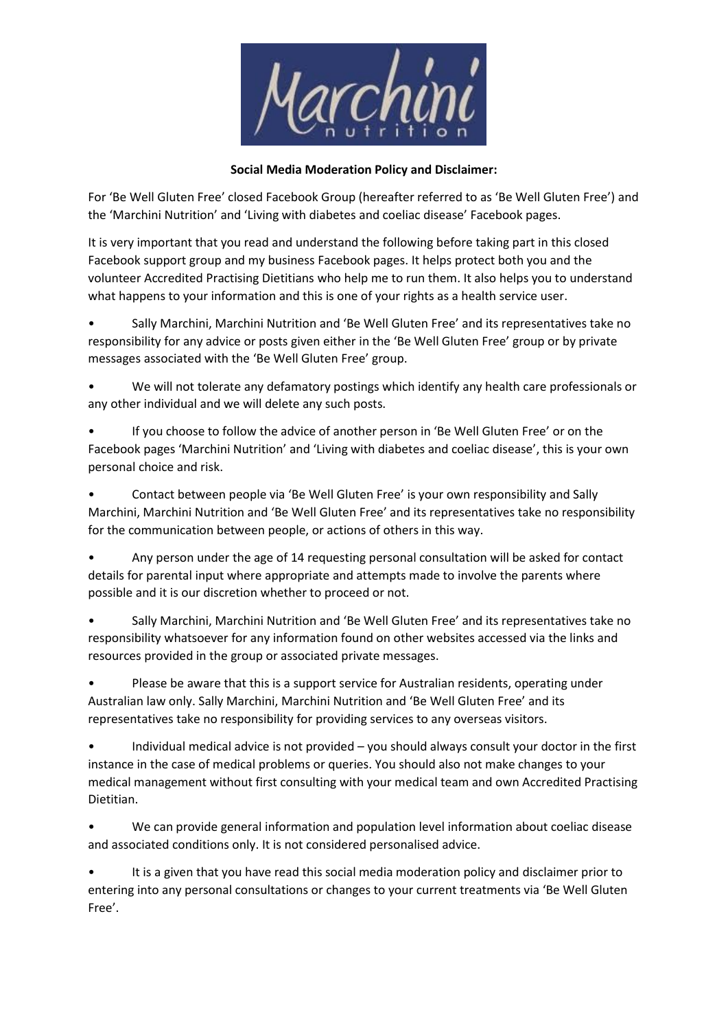**Social Media Moderation Policy and Disclaimer:**

For 'Be Well Gluten Free' closed Facebook Group (hereafter referred to as 'Be Well Gluten Free') and the 'Marchini Nutrition' and 'Living with diabetes and coeliac disease' Facebook pages.

It is very important that you read and understand the following before taking part in this closed Facebook support group and my business Facebook pages. It helps protect both you and the volunteer Accredited Practising Dietitians who help me to run them. It also helps you to understand what happens to your information and this is one of your rights as a health service user.

- Sally Marchini, Marchini Nutrition and 'Be Well Gluten Free' and its representatives take no responsibility for any advice or posts given either in the 'Be Well Gluten Free' group or by private messages associated with the 'Be Well Gluten Free' group.
- We will not tolerate any defamatory postings which identify any health care professionals or any other individual and we will delete any such posts.
- If you choose to follow the advice of another person in 'Be Well Gluten Free' or on the Facebook pages 'Marchini Nutrition' and 'Living with diabetes and coeliac disease', this is your own personal choice and risk.
- Contact between people via 'Be Well Gluten Free' is your own responsibility and Sally Marchini, Marchini Nutrition and 'Be Well Gluten Free' and its representatives take no responsibility for the communication between people, or actions of others in this way.
- Any person under the age of 14 requesting personal consultation will be asked for contact details for parental input where appropriate and attempts made to involve the parents where possible and it is our discretion whether to proceed or not.
- Sally Marchini, Marchini Nutrition and 'Be Well Gluten Free' and its representatives take no responsibility whatsoever for any information found on other websites accessed via the links and resources provided in the group or associated private messages.
- Please be aware that this is a support service for Australian residents, operating under Australian law only. Sally Marchini, Marchini Nutrition and 'Be Well Gluten Free' and its representatives take no responsibility for providing services to any overseas visitors.
- Individual medical advice is not provided – you should always consult your doctor in the first instance in the case of medical problems or queries. You should also not make changes to your medical management without first consulting with your medical team and own Accredited Practising Dietitian.
- We can provide general information and population level information about coeliac disease and associated conditions only. It is not considered personalised advice.
- It is a given that you have read this social media moderation policy and disclaimer prior to entering into any personal consultations or changes to your current treatments via 'Be Well Gluten Free'.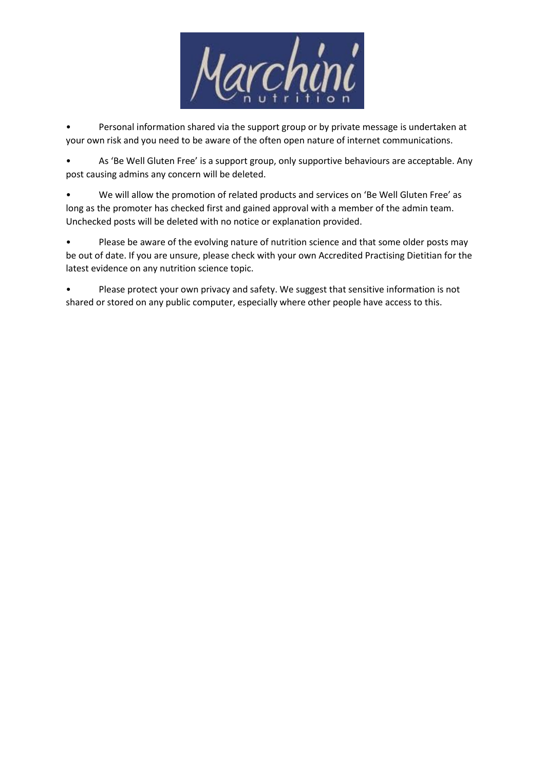- Personal information shared via the support group or by private message is undertaken at your own risk and you need to be aware of the often open nature of internet communications.
- As 'Be Well Gluten Free' is a support group, only supportive behaviours are acceptable. Any post causing admins any concern will be deleted.
- We will allow the promotion of related products and services on 'Be Well Gluten Free' as long as the promoter has checked first and gained approval with a member of the admin team. Unchecked posts will be deleted with no notice or explanation provided.
- Please be aware of the evolving nature of nutrition science and that some older posts may be out of date. If you are unsure, please check with your own Accredited Practising Dietitian for the latest evidence on any nutrition science topic.
- Please protect your own privacy and safety. We suggest that sensitive information is not shared or stored on any public computer, especially where other people have access to this.